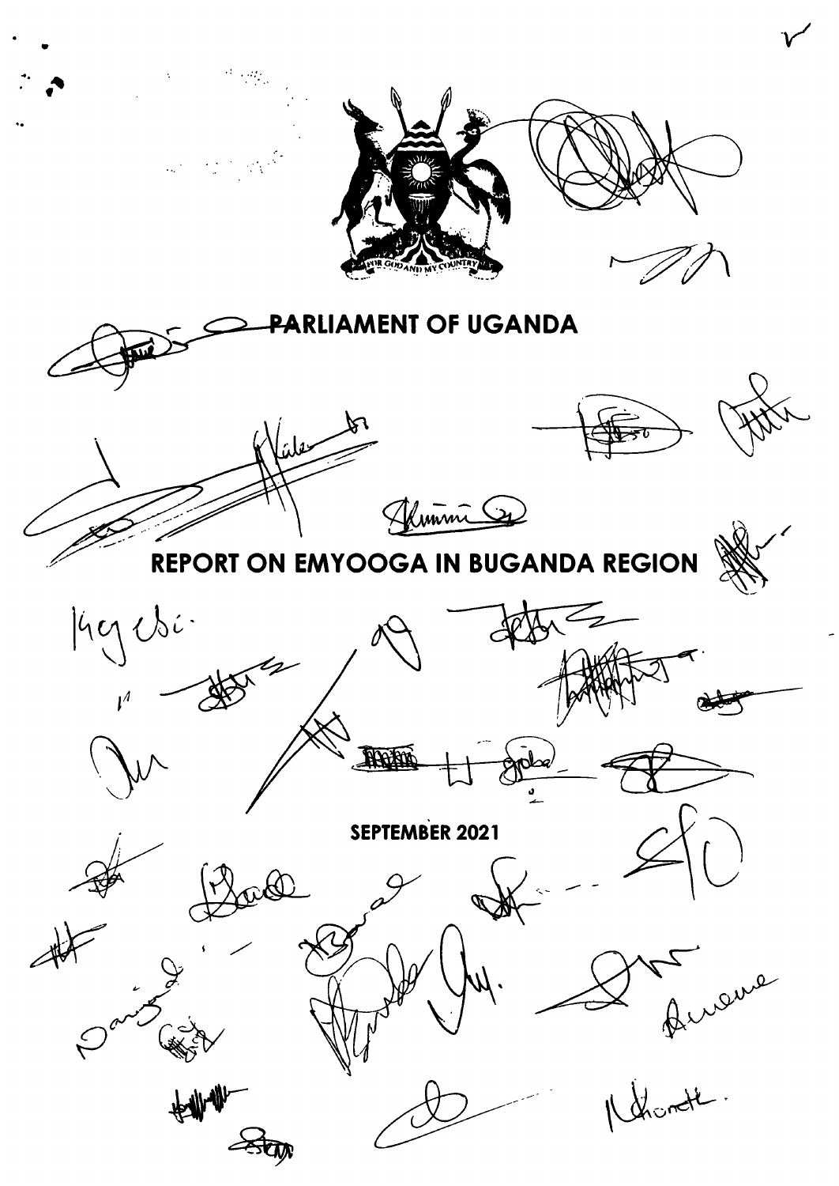# PARLIAMENT OF UGANDA

# REPORT ON EMYOOGA IN BUGANDA REGION

**SEPTEMBER 2021**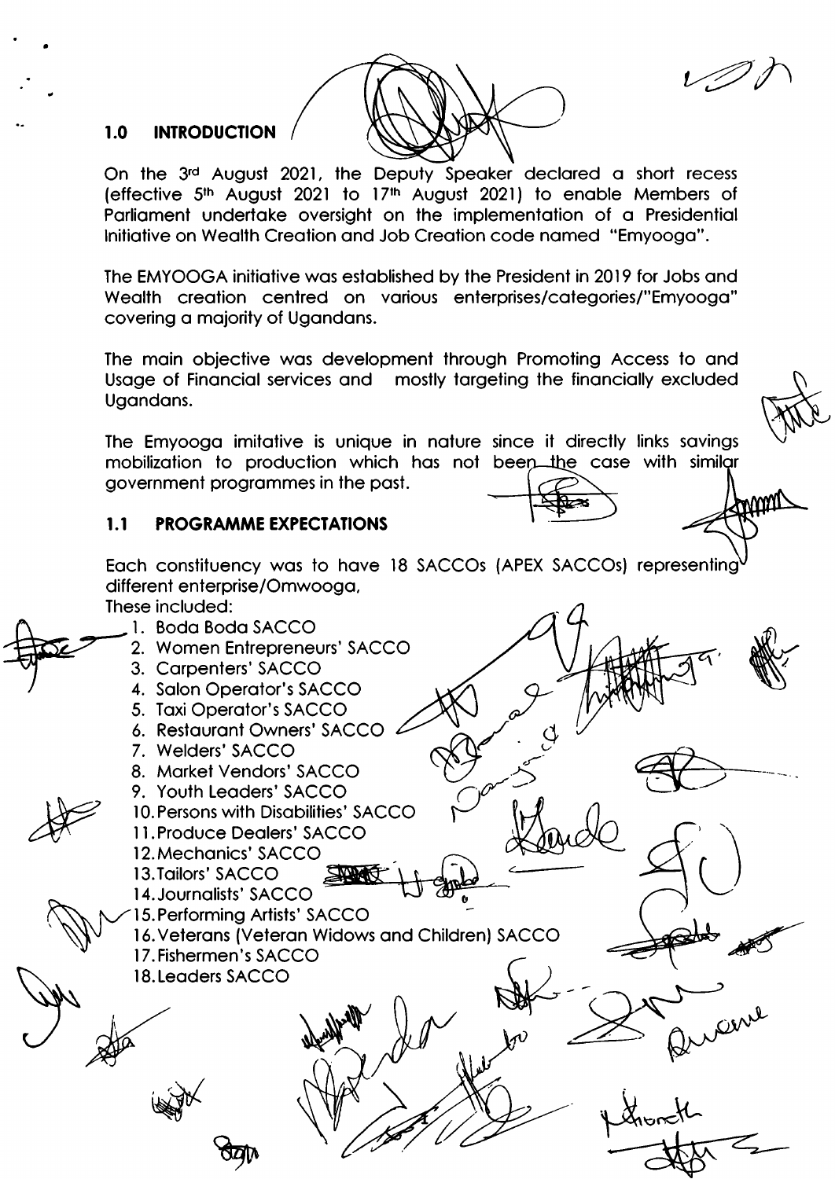## 1.0 INTRODUCTION

On the 3rd August 2021, the Deputy Speaker declared a short recess (effective 5th August 2021 to 17th August 2021) to enable Members of Parliament undertake oversight on the implementation of a Presidential Initiative on Wealth Creation and Job Creation code named "Emyooga".

The EMYOOGA initiative was established by the President in 2019 for Jobs and Wealth creation centred on various enterprises/categories/"Emyooga" covering a majority of Ugandans.

The main objective was development through Promoting Access to and Usage of Financial services and mostly targeting the financially excluded Ugandans.

The Emyooga imitative is unique in nature since it directly links savings mobilization to production which has not been the case with similar government programmes in the past.

### 1.1 PROGRAMME EXPECTATIONS

Each constituency was to have 18 SACCOs (APEX SACCOs) representing different enterprise/Omwooga,
These included:

1. Boda Boda SACCO
2. Women Entrepreneurs' SACCO
3. Carpenters' SACCO
4. Salon Operator's SACCO
5. Taxi Operator's SACCO
6. Restaurant Owners' SACCO
7. Welders' SACCO
8. Market Vendors' SACCO
9. Youth Leaders' SACCO
10. Persons with Disabilities' SACCO
11. Produce Dealers' SACCO
12. Mechanics' SACCO
13. Tailors' SACCO
14. Journalists' SACCO
15. Performing Artists' SACCO
16. Veterans (Veteran Widows and Children) SACCO
17. Fishermen's SACCO
18. Leaders SACCO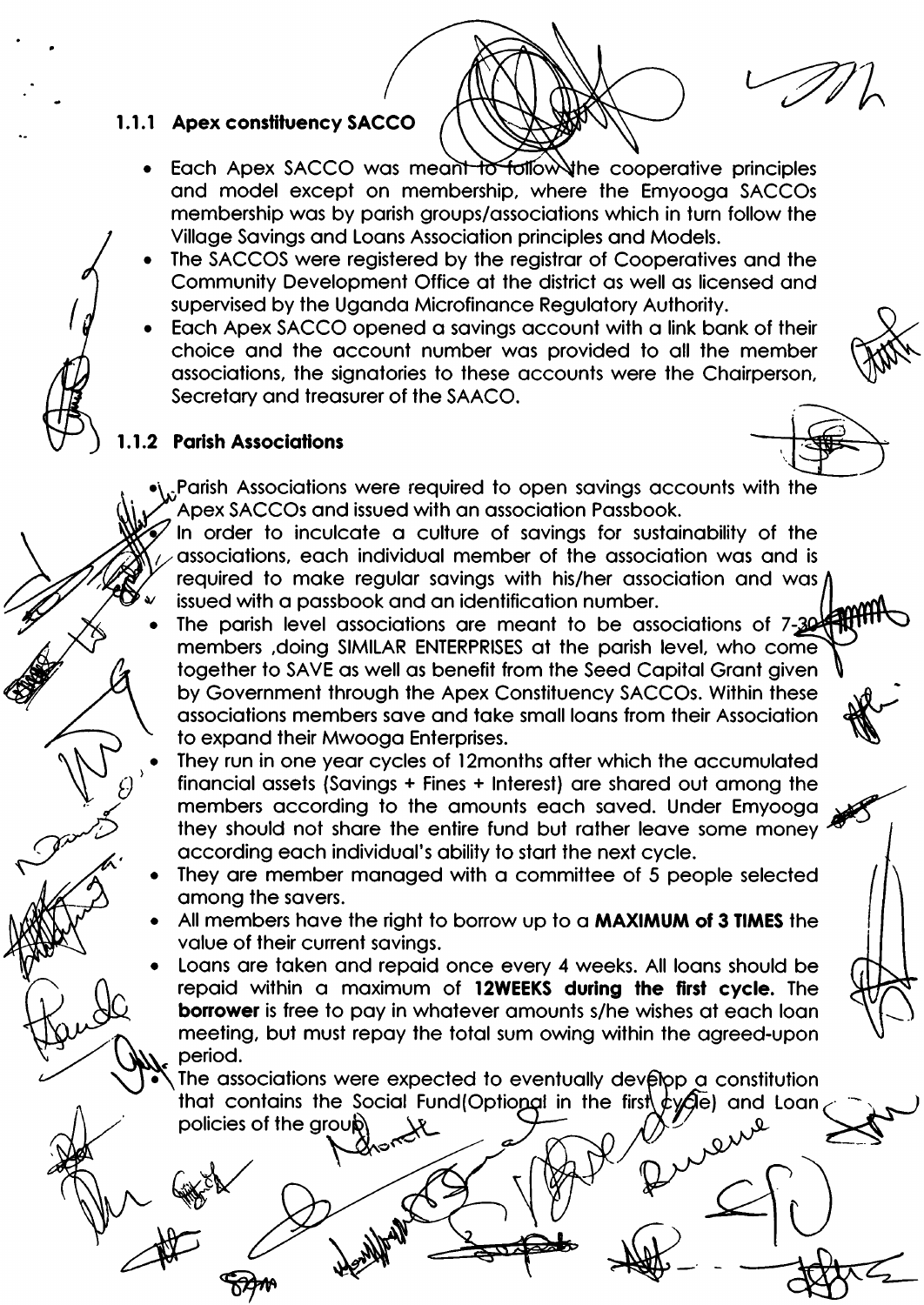### 1.1.1 Apex constituency SACCO

- Each Apex SACCO was meant to follow the cooperative principles and model except on membership, where the Emyooga SACCOs membership was by parish groups/associations which in turn follow the Village Savings and Loans Association principles and Models.
- The SACCOS were registered by the registrar of Cooperatives and the Community Development Office at the district as well as licensed and supervised by the Uganda Microfinance Regulatory Authority.
- Each Apex SACCO opened a savings account with a link bank of their choice and the account number was provided to all the member associations, the signatories to these accounts were the Chairperson, Secretary and treasurer of the SAACO.

### 1.1.2 Parish Associations

- Parish Associations were required to open savings accounts with the Apex SACCOs and issued with an association Passbook.
- In order to inculcate a culture of savings for sustainability of the associations, each individual member of the association was and is required to make regular savings with his/her association and was issued with a passbook and an identification number.
- The parish level associations are meant to be associations of 7-30 members ,doing SIMILAR ENTERPRISES at the parish level, who come together to SAVE as well as benefit from the Seed Capital Grant given by Government through the Apex Constituency SACCOs. Within these associations members save and take small loans from their Association to expand their Mwooga Enterprises.
- They run in one year cycles of 12months after which the accumulated financial assets (Savings + Fines + Interest) are shared out among the members according to the amounts each saved. Under Emyooga they should not share the entire fund but rather leave some money according each individual's ability to start the next cycle.
- They are member managed with a committee of 5 people selected among the savers.
- All members have the right to borrow up to a **MAXIMUM of 3 TIMES** the value of their current savings.
- Loans are taken and repaid once every 4 weeks. All loans should be repaid within a maximum of **12WEEKS during the first cycle.** The **borrower** is free to pay in whatever amounts s/he wishes at each loan meeting, but must repay the total sum owing within the agreed-upon period.
- The associations were expected to eventually develop a constitution that contains the Social Fund(Optional in the first cycle) and Loan policies of the group)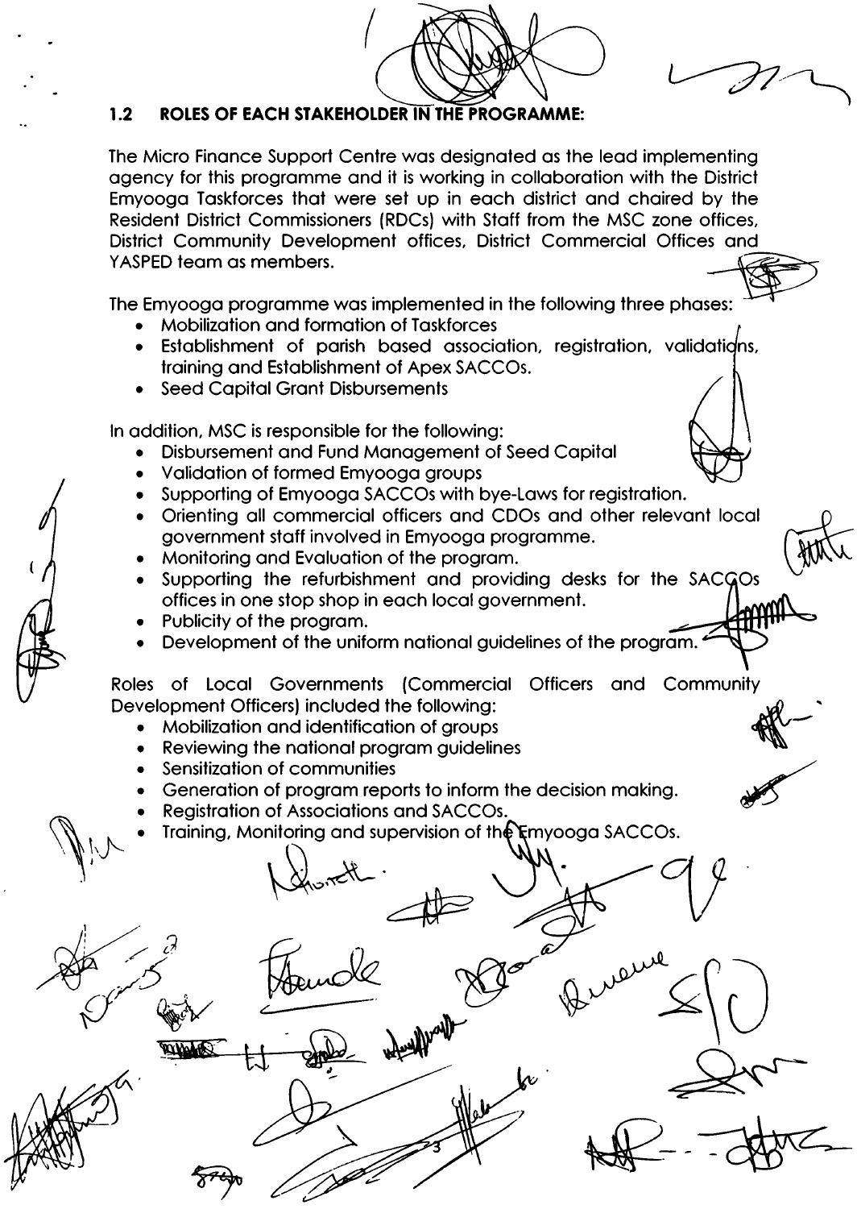## 1.2 ROLES OF EACH STAKEHOLDER IN THE PROGRAMME:

The Micro Finance Support Centre was designated as the lead implementing agency for this programme and it is working in collaboration with the District Emyooga Taskforces that were set up in each district and chaired by the Resident District Commissioners (RDCs) with Staff from the MSC zone offices, District Community Development offices, District Commercial Offices and YASPED team as members.

The Emyooga programme was implemented in the following three phases:

- Mobilization and formation of Taskforces
- Establishment of parish based association, registration, validations, training and Establishment of Apex SACCOs.
- Seed Capital Grant Disbursements

In addition, MSC is responsible for the following:

- Disbursement and Fund Management of Seed Capital
- Validation of formed Emyooga groups
- Supporting of Emyooga SACCOs with bye-Laws for registration.
- Orienting all commercial officers and CDOs and other relevant local government staff involved in Emyooga programme.
- Monitoring and Evaluation of the program.
- Supporting the refurbishment and providing desks for the SACCOs offices in one stop shop in each local government.
- Publicity of the program.
- Development of the uniform national guidelines of the program.

Roles of Local Governments (Commercial Officers and Community Development Officers) included the following:

- Mobilization and identification of groups
- Reviewing the national program guidelines
- Sensitization of communities
- Generation of program reports to inform the decision making.
- Registration of Associations and SACCOs.
- Training, Monitoring and supervision of the Emyooga SACCOs.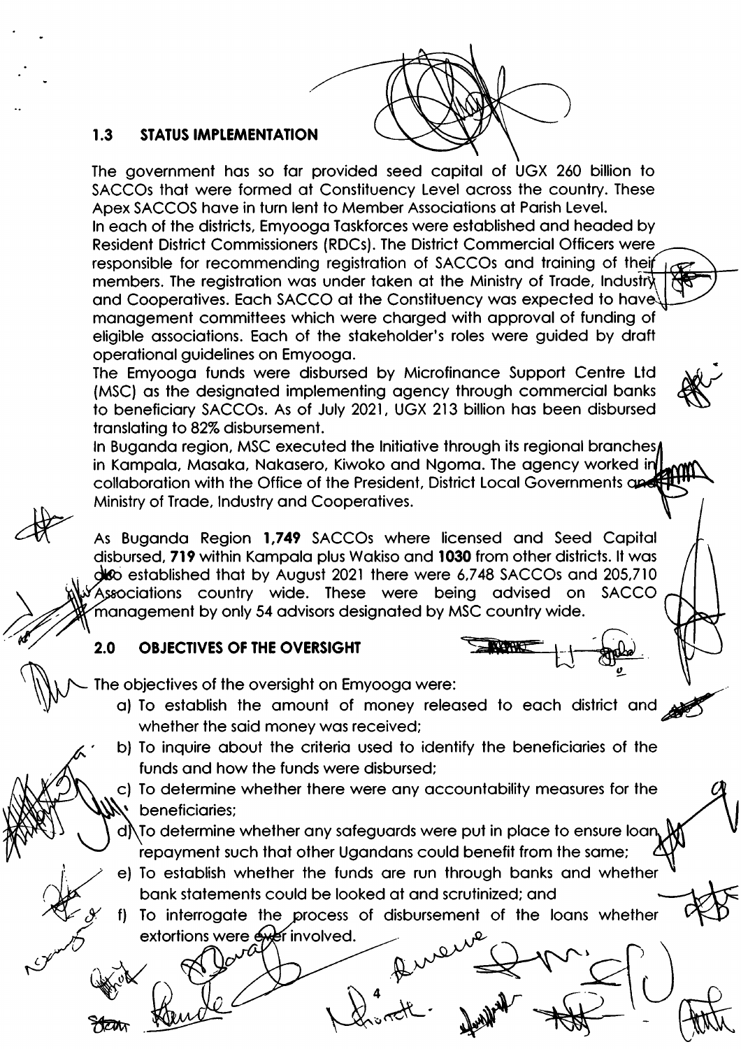## 1.3 STATUS IMPLEMENTATION

The government has so far provided seed capital of UGX 260 billion to SACCOs that were formed at Constituency Level across the country. These Apex SACCOS have in turn lent to Member Associations at Parish Level.

In each of the districts, Emyooga Taskforces were established and headed by Resident District Commissioners (RDCs). The District Commercial Officers were responsible for recommending registration of SACCOs and training of their members. The registration was under taken at the Ministry of Trade, Industry and Cooperatives. Each SACCO at the Constituency was expected to have management committees which were charged with approval of funding of eligible associations. Each of the stakeholder's roles were guided by draft operational guidelines on Emyooga.

The Emyooga funds were disbursed by Microfinance Support Centre Ltd (MSC) as the designated implementing agency through commercial banks to beneficiary SACCOs. As of July 2021, UGX 213 billion has been disbursed translating to 82% disbursement.

In Buganda region, MSC executed the Initiative through its regional branches in Kampala, Masaka, Nakasero, Kiwoko and Ngoma. The agency worked in collaboration with the Office of the President, District Local Governments and Ministry of Trade, Industry and Cooperatives.

As Buganda Region **1,749** SACCOs where licensed and Seed Capital disbursed, **719** within Kampala plus Wakiso and **1030** from other districts. It was also established that by August 2021 there were 6,748 SACCOs and 205,710 Associations country wide. These were being advised on SACCO management by only 54 advisors designated by MSC country wide.

## 2.0 OBJECTIVES OF THE OVERSIGHT

The objectives of the oversight on Emyooga were:

a) To establish the amount of money released to each district and whether the said money was received;

b) To inquire about the criteria used to identify the beneficiaries of the funds and how the funds were disbursed;

c) To determine whether there were any accountability measures for the beneficiaries;

d) To determine whether any safeguards were put in place to ensure loan repayment such that other Ugandans could benefit from the same;

e) To establish whether the funds are run through banks and whether bank statements could be looked at and scrutinized; and

f) To interrogate the process of disbursement of the loans whether extortions were ever involved.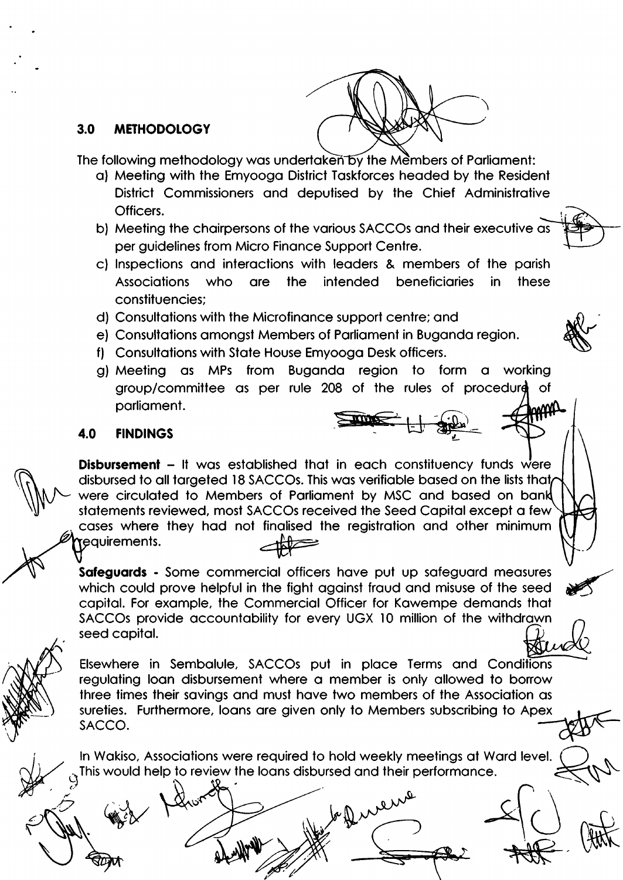## 3.0 METHODOLOGY

The following methodology was undertaken by the Members of Parliament:

a) Meeting with the Emyooga District Taskforces headed by the Resident District Commissioners and deputised by the Chief Administrative Officers.
b) Meeting the chairpersons of the various SACCOs and their executive as per guidelines from Micro Finance Support Centre.
c) Inspections and interactions with leaders & members of the parish Associations who are the intended beneficiaries in these constituencies;
d) Consultations with the Microfinance support centre; and
e) Consultations amongst Members of Parliament in Buganda region.
f) Consultations with State House Emyooga Desk officers.
g) Meeting as MPs from Buganda region to form a working group/committee as per rule 208 of the rules of procedure of parliament.

## 4.0 FINDINGS

**Disbursement** – It was established that in each constituency funds were disbursed to all targeted 18 SACCOs. This was verifiable based on the lists that were circulated to Members of Parliament by MSC and based on bank statements reviewed, most SACCOs received the Seed Capital except a few cases where they had not finalised the registration and other minimum requirements.

**Safeguards** - Some commercial officers have put up safeguard measures which could prove helpful in the fight against fraud and misuse of the seed capital. For example, the Commercial Officer for Kawempe demands that SACCOs provide accountability for every UGX 10 million of the withdrawn seed capital.

Elsewhere in Sembalule, SACCOs put in place Terms and Conditions regulating loan disbursement where a member is only allowed to borrow three times their savings and must have two members of the Association as sureties. Furthermore, loans are given only to Members subscribing to Apex SACCO.

In Wakiso, Associations were required to hold weekly meetings at Ward level. This would help to review the loans disbursed and their performance.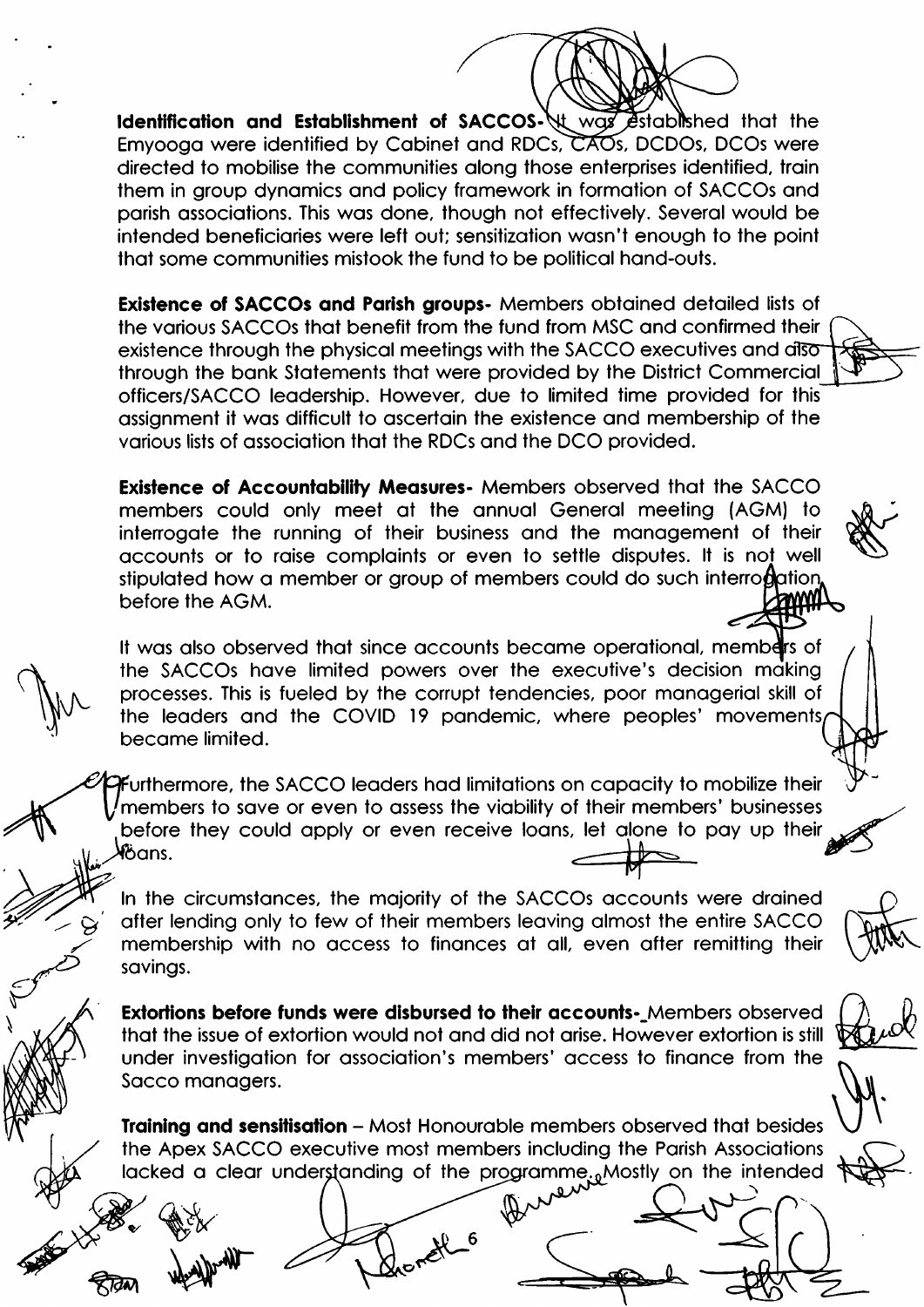**Identification and Establishment of SACCOS-** It was established that the Emyooga were identified by Cabinet and RDCs, CAOs, DCDOs, DCOs were directed to mobilise the communities along those enterprises identified, train them in group dynamics and policy framework in formation of SACCOs and parish associations. This was done, though not effectively. Several would be intended beneficiaries were left out; sensitization wasn't enough to the point that some communities mistook the fund to be political hand-outs.

**Existence of SACCOs and Parish groups-** Members obtained detailed lists of the various SACCOs that benefit from the fund from MSC and confirmed their existence through the physical meetings with the SACCO executives and also through the bank Statements that were provided by the District Commercial officers/SACCO leadership. However, due to limited time provided for this assignment it was difficult to ascertain the existence and membership of the various lists of association that the RDCs and the DCO provided.

**Existence of Accountability Measures-** Members observed that the SACCO members could only meet at the annual General meeting (AGM) to interrogate the running of their business and the management of their accounts or to raise complaints or even to settle disputes. It is not well stipulated how a member or group of members could do such interrogation before the AGM.

It was also observed that since accounts became operational, members of the SACCOs have limited powers over the executive's decision making processes. This is fueled by the corrupt tendencies, poor managerial skill of the leaders and the COVID 19 pandemic, where peoples' movements became limited.

Furthermore, the SACCO leaders had limitations on capacity to mobilize their members to save or even to assess the viability of their members' businesses before they could apply or even receive loans, let alone to pay up their loans.

In the circumstances, the majority of the SACCOs accounts were drained after lending only to few of their members leaving almost the entire SACCO membership with no access to finances at all, even after remitting their savings.

**Extortions before funds were disbursed to their accounts-** Members observed that the issue of extortion would not and did not arise. However extortion is still under investigation for association's members' access to finance from the Sacco managers.

**Training and sensitisation** – Most Honourable members observed that besides the Apex SACCO executive most members including the Parish Associations lacked a clear understanding of the programme. Mostly on the intended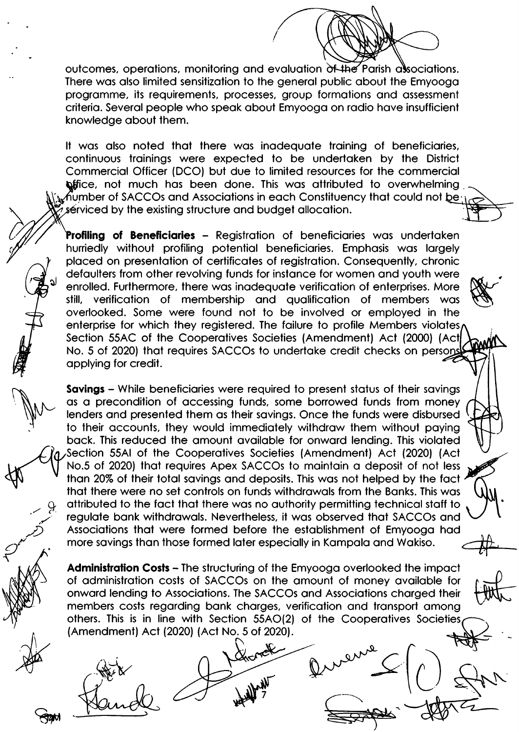outcomes, operations, monitoring and evaluation of the Parish associations. There was also limited sensitization to the general public about the Emyooga programme, its requirements, processes, group formations and assessment criteria. Several people who speak about Emyooga on radio have insufficient knowledge about them.

It was also noted that there was inadequate training of beneficiaries, continuous trainings were expected to be undertaken by the District Commercial Officer (DCO) but due to limited resources for the commercial office, not much has been done. This was attributed to overwhelming number of SACCOs and Associations in each Constituency that could not be serviced by the existing structure and budget allocation.

**Profiling of Beneficiaries** – Registration of beneficiaries was undertaken hurriedly without profiling potential beneficiaries. Emphasis was largely placed on presentation of certificates of registration. Consequently, chronic defaulters from other revolving funds for instance for women and youth were enrolled. Furthermore, there was inadequate verification of enterprises. More still, verification of membership and qualification of members was overlooked. Some were found not to be involved or employed in the enterprise for which they registered. The failure to profile Members violates Section 55AC of the Cooperatives Societies (Amendment) Act (2000) (Act No. 5 of 2020) that requires SACCOs to undertake credit checks on persons applying for credit.

**Savings** – While beneficiaries were required to present status of their savings as a precondition of accessing funds, some borrowed funds from money lenders and presented them as their savings. Once the funds were disbursed to their accounts, they would immediately withdraw them without paying back. This reduced the amount available for onward lending. This violated Section 55AI of the Cooperatives Societies (Amendment) Act (2020) (Act No.5 of 2020) that requires Apex SACCOs to maintain a deposit of not less than 20% of their total savings and deposits. This was not helped by the fact that there were no set controls on funds withdrawals from the Banks. This was attributed to the fact that there was no authority permitting technical staff to regulate bank withdrawals. Nevertheless, it was observed that SACCOs and Associations that were formed before the establishment of Emyooga had more savings than those formed later especially in Kampala and Wakiso.

**Administration Costs** – The structuring of the Emyooga overlooked the impact of administration costs of SACCOs on the amount of money available for onward lending to Associations. The SACCOs and Associations charged their members costs regarding bank charges, verification and transport among others. This is in line with Section 55AO(2) of the Cooperatives Societies (Amendment) Act (2020) (Act No. 5 of 2020).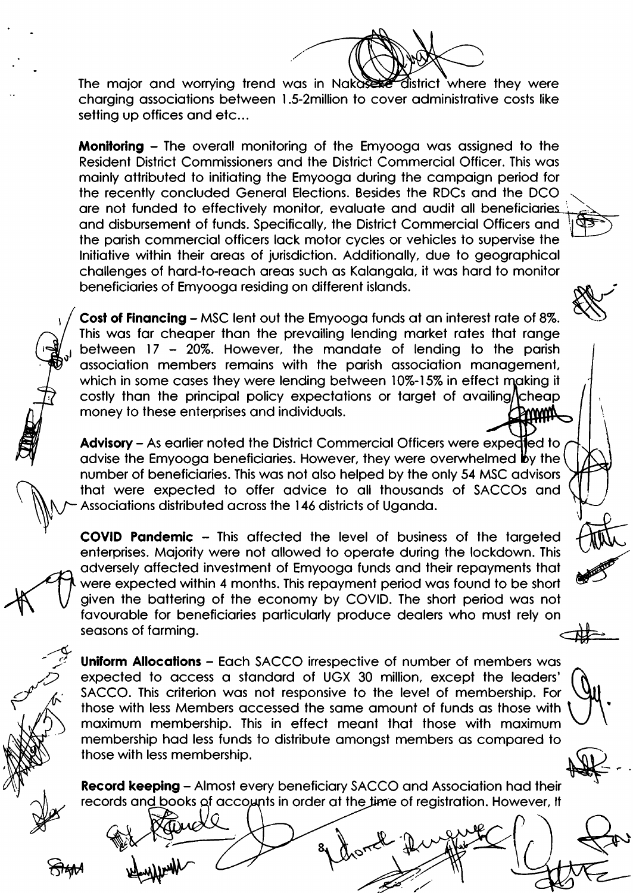The major and worrying trend was in Nakaseke district where they were charging associations between 1.5-2million to cover administrative costs like setting up offices and etc...

**Monitoring** – The overall monitoring of the Emyooga was assigned to the Resident District Commissioners and the District Commercial Officer. This was mainly attributed to initiating the Emyooga during the campaign period for the recently concluded General Elections. Besides the RDCs and the DCO are not funded to effectively monitor, evaluate and audit all beneficiaries and disbursement of funds. Specifically, the District Commercial Officers and the parish commercial officers lack motor cycles or vehicles to supervise the Initiative within their areas of jurisdiction. Additionally, due to geographical challenges of hard-to-reach areas such as Kalangala, it was hard to monitor beneficiaries of Emyooga residing on different islands.

**Cost of Financing** – MSC lent out the Emyooga funds at an interest rate of 8%. This was far cheaper than the prevailing lending market rates that range between 17 – 20%. However, the mandate of lending to the parish association members remains with the parish association management, which in some cases they were lending between 10%-15% in effect making it costly than the principal policy expectations or target of availing cheap money to these enterprises and individuals.

**Advisory** – As earlier noted the District Commercial Officers were expected to advise the Emyooga beneficiaries. However, they were overwhelmed by the number of beneficiaries. This was not also helped by the only 54 MSC advisors that were expected to offer advice to all thousands of SACCOs and Associations distributed across the 146 districts of Uganda.

**COVID Pandemic** – This affected the level of business of the targeted enterprises. Majority were not allowed to operate during the lockdown. This adversely affected investment of Emyooga funds and their repayments that were expected within 4 months. This repayment period was found to be short given the battering of the economy by COVID. The short period was not favourable for beneficiaries particularly produce dealers who must rely on seasons of farming.

**Uniform Allocations** – Each SACCO irrespective of number of members was expected to access a standard of UGX 30 million, except the leaders' SACCO. This criterion was not responsive to the level of membership. For those with less Members accessed the same amount of funds as those with maximum membership. This in effect meant that those with maximum membership had less funds to distribute amongst members as compared to those with less membership.

**Record keeping** – Almost every beneficiary SACCO and Association had their records and books of accounts in order at the time of registration. However, It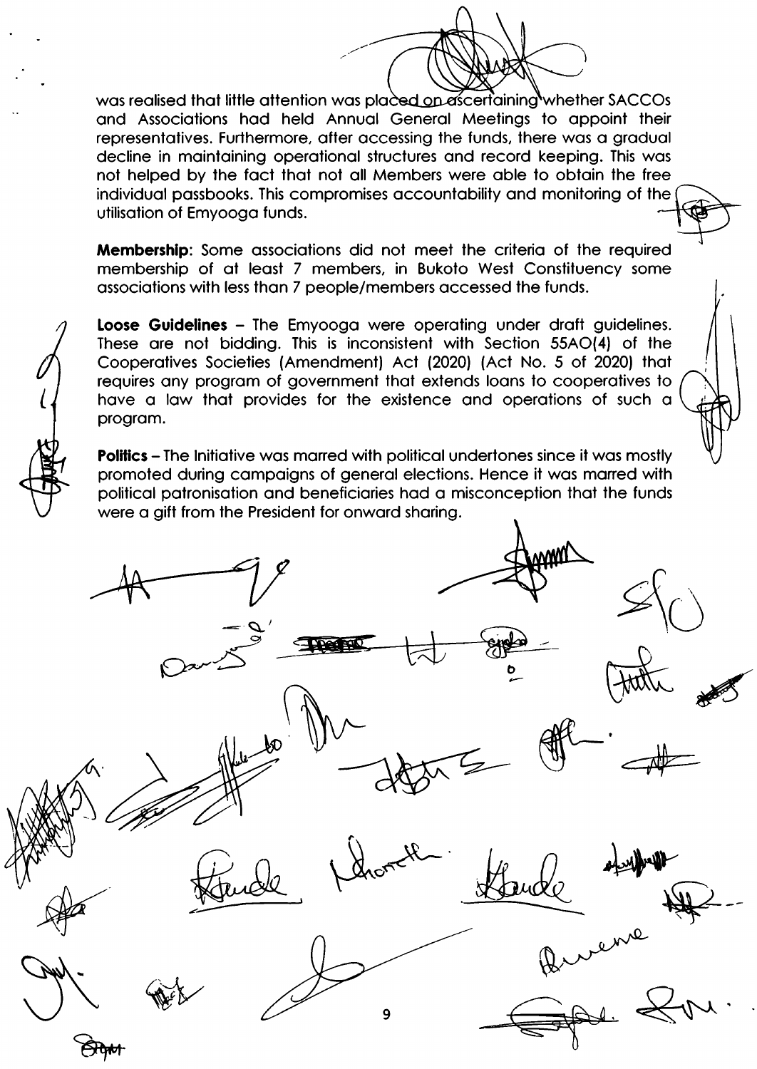was realised that little attention was placed on ascertaining whether SACCOs and Associations had held Annual General Meetings to appoint their representatives. Furthermore, after accessing the funds, there was a gradual decline in maintaining operational structures and record keeping. This was not helped by the fact that not all Members were able to obtain the free individual passbooks. This compromises accountability and monitoring of the utilisation of Emyooga funds.

**Membership**: Some associations did not meet the criteria of the required membership of at least 7 members, in Bukoto West Constituency some associations with less than 7 people/members accessed the funds.

**Loose Guidelines** – The Emyooga were operating under draft guidelines. These are not bidding. This is inconsistent with Section 55AO(4) of the Cooperatives Societies (Amendment) Act (2020) (Act No. 5 of 2020) that requires any program of government that extends loans to cooperatives to have a law that provides for the existence and operations of such a program.

**Politics** – The Initiative was marred with political undertones since it was mostly promoted during campaigns of general elections. Hence it was marred with political patronisation and beneficiaries had a misconception that the funds were a gift from the President for onward sharing.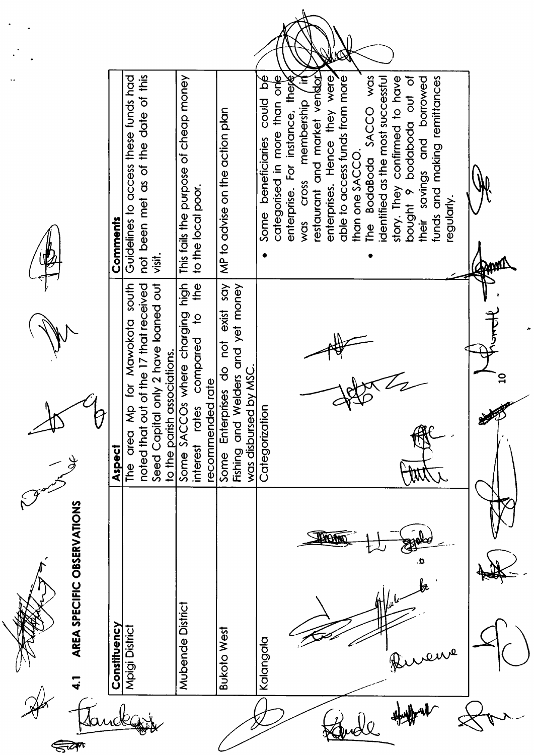## 4.1 AREA SPECIFIC OBSERVATIONS

| Constituency | Aspect | Comments |
|---|---|---|
| Mpigi District | The area Mp for Mawokota south noted that out of the 17 that received Seed Capital only 2 have loaned out to the parish associations. | Guidelines to access these funds had not been met as of the date of this visit. |
| Mubende District | Some SACCOs where charging high interest rates compared to the recommended rate | This fails the purpose of cheap money to the local poor. |
| Bukoto West | Some Enterprises do not exist say Fishing and Welders and yet money was disbursed by MSC. | MP to advise on the action plan |
| Kalangala | Categorization | • Some beneficiaries could be categorised in more than one enterprise. For instance, there was cross membership in restaurant and market vendor enterprises. Hence they were able to access funds from more than one SACCO.<br>• The BodaBoda SACCO was identified as the most successful story. They confirmed to have bought 9 bodaboda out of their savings and borrowed funds and making remittances regularly. |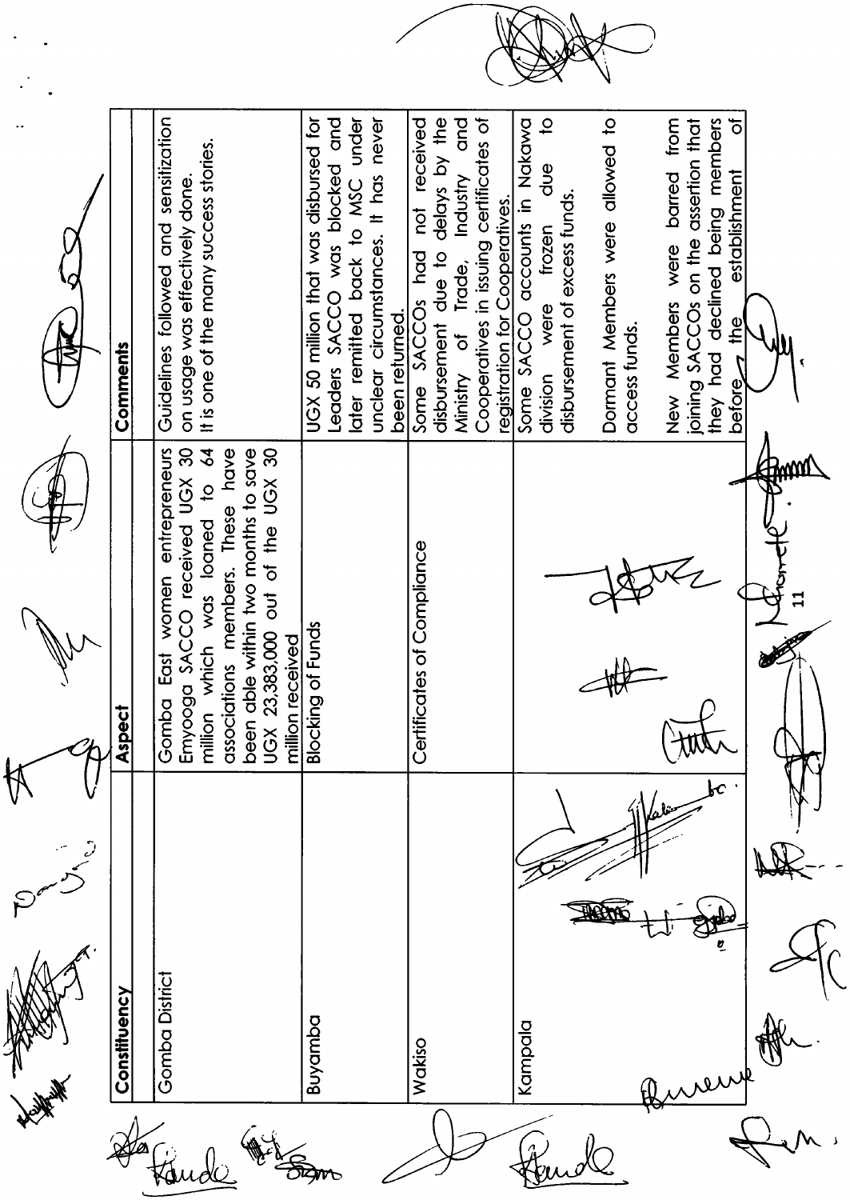| Constituency | Aspect | Comments |
|---|---|---|
| | | |
| Gomba District | Gomba East women entrepreneurs Emyooga SACCO received UGX 30 million which was loaned to 64 associations members. These have been able within two months to save UGX 23,383,000 out of the UGX 30 million received | Guidelines followed and sensitization on usage was effectively done.<br>It is one of the many success stories. |
| Buyamba | Blocking of Funds | UGX 50 million that was disbursed for Leaders SACCO was blocked and later remitted back to MSC under unclear circumstances. It has never been returned. |
| Wakiso | Certificates of Compliance | Some SACCOs had not received disbursement due to delays by the Ministry of Trade, Industry and Cooperatives in issuing certificates of registration for Cooperatives. |
| Kampala | | Some SACCO accounts in Nakawa division were frozen due to disbursement of excess funds.<br><br>Dormant Members were allowed to access funds.<br><br>New Members were barred from joining SACCOs on the assertion that they had declined being members before the establishment of |